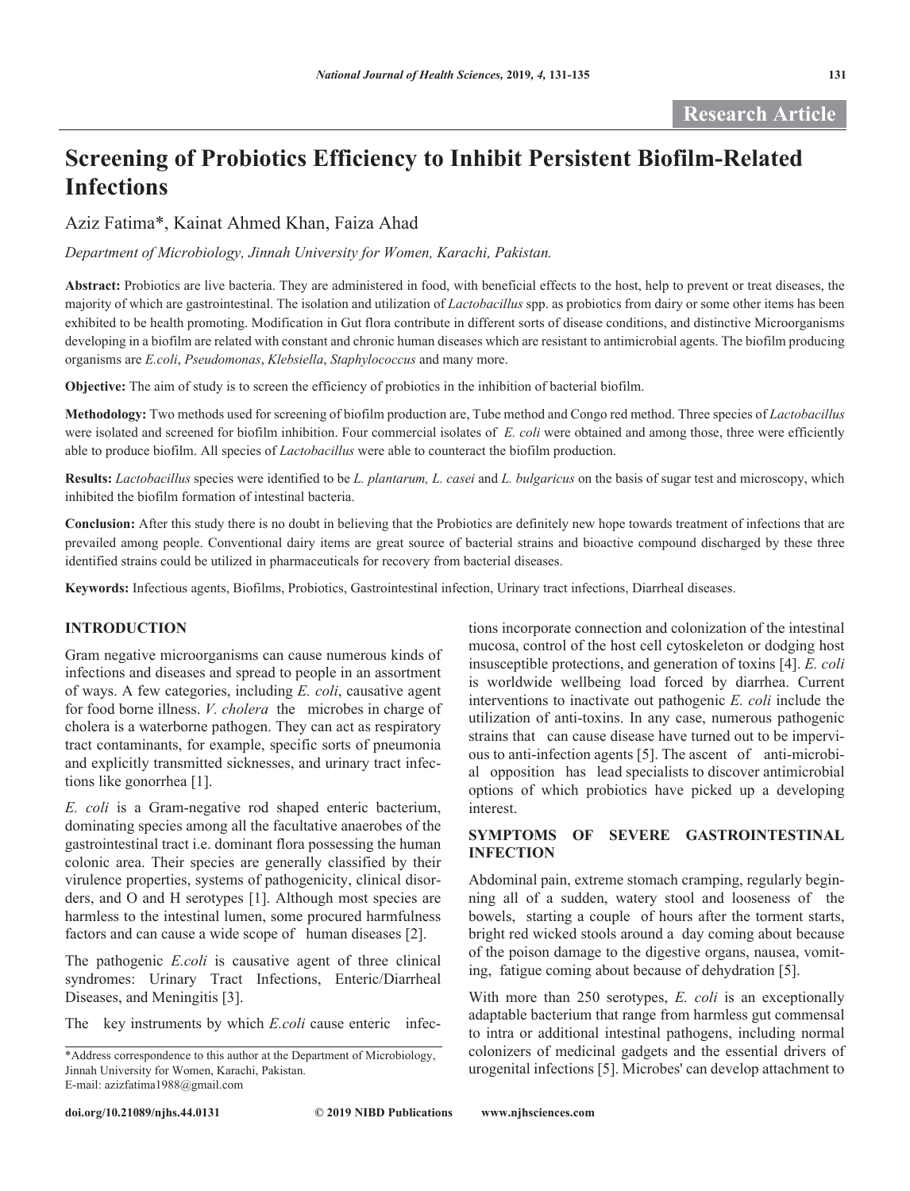Research Article

# Screening of Probiotics Efficiency to Inhibit Persistent Biofilm-Related Infections

Aziz Fatima*, Kainat Ahmed Khan, Faiza Ahad

*Department of Microbiology, Jinnah University for Women, Karachi, Pakistan.*

**Abstract:** Probiotics are live bacteria. They are administered in food, with beneficial effects to the host, help to prevent or treat diseases, the majority of which are gastrointestinal. The isolation and utilization of *Lactobacillus* spp. as probiotics from dairy or some other items has been exhibited to be health promoting. Modification in Gut flora contribute in different sorts of disease conditions, and distinctive Microorganisms developing in a biofilm are related with constant and chronic human diseases which are resistant to antimicrobial agents. The biofilm producing organisms are *E.coli*, *Pseudomonas*, *Klebsiella*, *Staphylococcus* and many more.

**Objective:** The aim of study is to screen the efficiency of probiotics in the inhibition of bacterial biofilm.

**Methodology:** Two methods used for screening of biofilm production are, Tube method and Congo red method. Three species of *Lactobacillus* were isolated and screened for biofilm inhibition. Four commercial isolates of *E. coli* were obtained and among those, three were efficiently able to produce biofilm. All species of *Lactobacillus* were able to counteract the biofilm production.

**Results:** *Lactobacillus* species were identified to be *L. plantarum, L. casei* and *L. bulgaricus* on the basis of sugar test and microscopy, which inhibited the biofilm formation of intestinal bacteria.

**Conclusion:** After this study there is no doubt in believing that the Probiotics are definitely new hope towards treatment of infections that are prevailed among people. Conventional dairy items are great source of bacterial strains and bioactive compound discharged by these three identified strains could be utilized in pharmaceuticals for recovery from bacterial diseases.

**Keywords:** Infectious agents, Biofilms, Probiotics, Gastrointestinal infection, Urinary tract infections, Diarrheal diseases.

## INTRODUCTION

Gram negative microorganisms can cause numerous kinds of infections and diseases and spread to people in an assortment of ways. A few categories, including *E. coli*, causative agent for food borne illness. *V. cholera* the microbes in charge of cholera is a waterborne pathogen. They can act as respiratory tract contaminants, for example, specific sorts of pneumonia and explicitly transmitted sicknesses, and urinary tract infections like gonorrhea [1].

*E. coli* is a Gram-negative rod shaped enteric bacterium, dominating species among all the facultative anaerobes of the gastrointestinal tract i.e. dominant flora possessing the human colonic area. Their species are generally classified by their virulence properties, systems of pathogenicity, clinical disorders, and O and H serotypes [1]. Although most species are harmless to the intestinal lumen, some procured harmfulness factors and can cause a wide scope of human diseases [2].

The pathogenic *E.coli* is causative agent of three clinical syndromes: Urinary Tract Infections, Enteric/Diarrheal Diseases, and Meningitis [3].

The key instruments by which *E.coli* cause enteric infections incorporate connection and colonization of the intestinal mucosa, control of the host cell cytoskeleton or dodging host insusceptible protections, and generation of toxins [4]. *E. coli* is worldwide wellbeing load forced by diarrhea. Current interventions to inactivate out pathogenic *E. coli* include the utilization of anti-toxins. In any case, numerous pathogenic strains that can cause disease have turned out to be impervious to anti-infection agents [5]. The ascent of anti-microbial opposition has lead specialists to discover antimicrobial options of which probiotics have picked up a developing interest.

## SYMPTOMS OF SEVERE GASTROINTESTINAL INFECTION

Abdominal pain, extreme stomach cramping, regularly beginning all of a sudden, watery stool and looseness of the bowels, starting a couple of hours after the torment starts, bright red wicked stools around a day coming about because of the poison damage to the digestive organs, nausea, vomiting, fatigue coming about because of dehydration [5].

With more than 250 serotypes, *E. coli* is an exceptionally adaptable bacterium that range from harmless gut commensal to intra or additional intestinal pathogens, including normal colonizers of medicinal gadgets and the essential drivers of urogenital infections [5]. Microbes' can develop attachment to

*Address correspondence to this author at the Department of Microbiology, Jinnah University for Women, Karachi, Pakistan.
E-mail: azizfatima1988@gmail.com

doi.org/10.21089/njhs.44.0131 © 2019 NIBD Publications www.njhsciences.com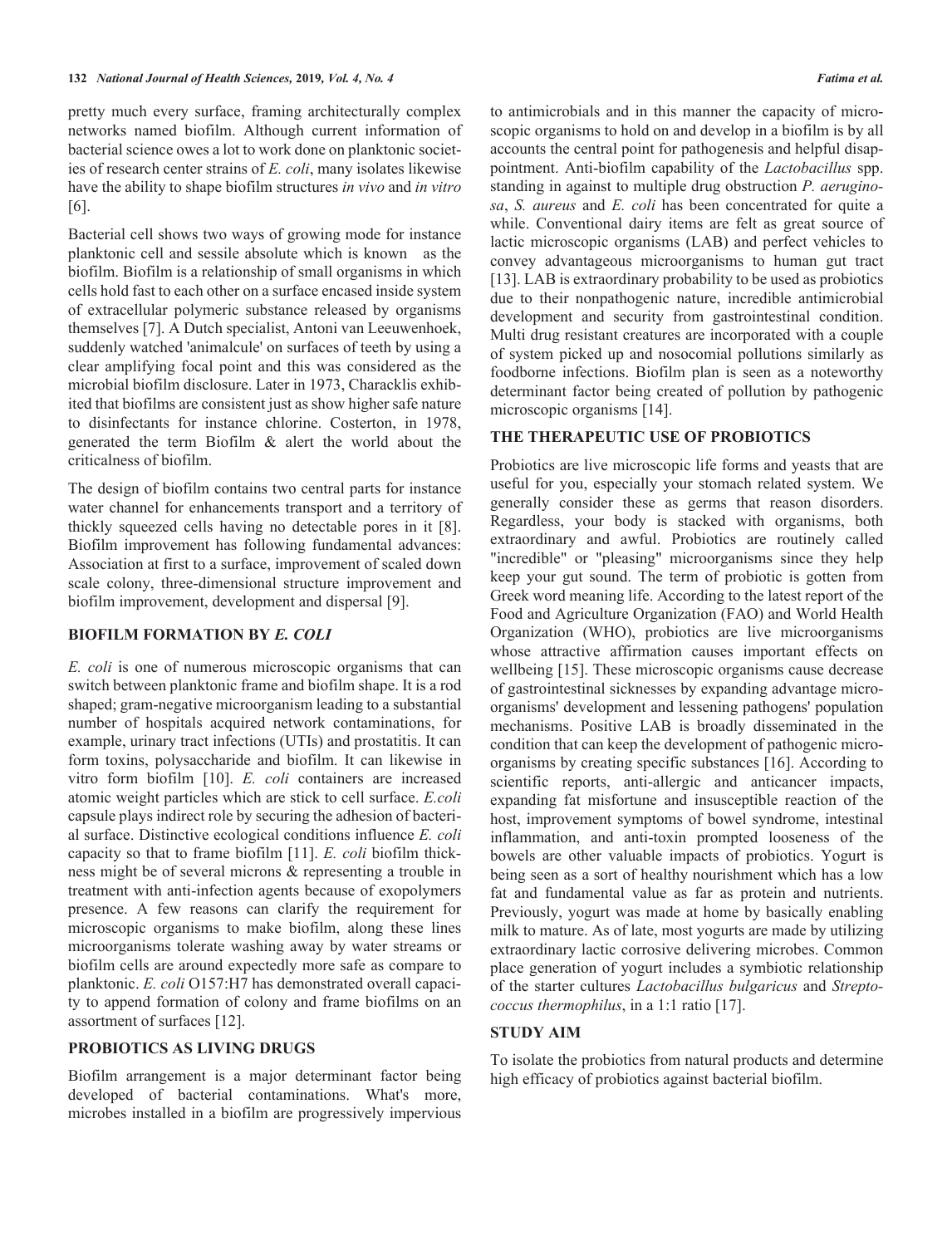pretty much every surface, framing architecturally complex networks named biofilm. Although current information of bacterial science owes a lot to work done on planktonic societies of research center strains of *E. coli*, many isolates likewise have the ability to shape biofilm structures *in vivo* and *in vitro* [6].

Bacterial cell shows two ways of growing mode for instance planktonic cell and sessile absolute which is known as the biofilm. Biofilm is a relationship of small organisms in which cells hold fast to each other on a surface encased inside system of extracellular polymeric substance released by organisms themselves [7]. A Dutch specialist, Antoni van Leeuwenhoek, suddenly watched 'animalcule' on surfaces of teeth by using a clear amplifying focal point and this was considered as the microbial biofilm disclosure. Later in 1973, Characklis exhibited that biofilms are consistent just as show higher safe nature to disinfectants for instance chlorine. Costerton, in 1978, generated the term Biofilm & alert the world about the criticalness of biofilm.

The design of biofilm contains two central parts for instance water channel for enhancements transport and a territory of thickly squeezed cells having no detectable pores in it [8]. Biofilm improvement has following fundamental advances: Association at first to a surface, improvement of scaled down scale colony, three-dimensional structure improvement and biofilm improvement, development and dispersal [9].

## BIOFILM FORMATION BY *E. COLI*

*E. coli* is one of numerous microscopic organisms that can switch between planktonic frame and biofilm shape. It is a rod shaped; gram-negative microorganism leading to a substantial number of hospitals acquired network contaminations, for example, urinary tract infections (UTIs) and prostatitis. It can form toxins, polysaccharide and biofilm. It can likewise in vitro form biofilm [10]. *E. coli* containers are increased atomic weight particles which are stick to cell surface. *E.coli* capsule plays indirect role by securing the adhesion of bacterial surface. Distinctive ecological conditions influence *E. coli* capacity so that to frame biofilm [11]. *E. coli* biofilm thickness might be of several microns & representing a trouble in treatment with anti-infection agents because of exopolymers presence. A few reasons can clarify the requirement for microscopic organisms to make biofilm, along these lines microorganisms tolerate washing away by water streams or biofilm cells are around expectedly more safe as compare to planktonic. *E. coli* O157:H7 has demonstrated overall capacity to append formation of colony and frame biofilms on an assortment of surfaces [12].

## PROBIOTICS AS LIVING DRUGS

Biofilm arrangement is a major determinant factor being developed of bacterial contaminations. What's more, microbes installed in a biofilm are progressively impervious to antimicrobials and in this manner the capacity of microscopic organisms to hold on and develop in a biofilm is by all accounts the central point for pathogenesis and helpful disappointment. Anti-biofilm capability of the *Lactobacillus* spp. standing in against to multiple drug obstruction *P. aeruginosa*, *S. aureus* and *E. coli* has been concentrated for quite a while. Conventional dairy items are felt as great source of lactic microscopic organisms (LAB) and perfect vehicles to convey advantageous microorganisms to human gut tract [13]. LAB is extraordinary probability to be used as probiotics due to their nonpathogenic nature, incredible antimicrobial development and security from gastrointestinal condition. Multi drug resistant creatures are incorporated with a couple of system picked up and nosocomial pollutions similarly as foodborne infections. Biofilm plan is seen as a noteworthy determinant factor being created of pollution by pathogenic microscopic organisms [14].

## THE THERAPEUTIC USE OF PROBIOTICS

Probiotics are live microscopic life forms and yeasts that are useful for you, especially your stomach related system. We generally consider these as germs that reason disorders. Regardless, your body is stacked with organisms, both extraordinary and awful. Probiotics are routinely called "incredible" or "pleasing" microorganisms since they help keep your gut sound. The term of probiotic is gotten from Greek word meaning life. According to the latest report of the Food and Agriculture Organization (FAO) and World Health Organization (WHO), probiotics are live microorganisms whose attractive affirmation causes important effects on wellbeing [15]. These microscopic organisms cause decrease of gastrointestinal sicknesses by expanding advantage microorganisms' development and lessening pathogens' population mechanisms. Positive LAB is broadly disseminated in the condition that can keep the development of pathogenic microorganisms by creating specific substances [16]. According to scientific reports, anti-allergic and anticancer impacts, expanding fat misfortune and insusceptible reaction of the host, improvement symptoms of bowel syndrome, intestinal inflammation, and anti-toxin prompted looseness of the bowels are other valuable impacts of probiotics. Yogurt is being seen as a sort of healthy nourishment which has a low fat and fundamental value as far as protein and nutrients. Previously, yogurt was made at home by basically enabling milk to mature. As of late, most yogurts are made by utilizing extraordinary lactic corrosive delivering microbes. Common place generation of yogurt includes a symbiotic relationship of the starter cultures *Lactobacillus bulgaricus* and *Streptococcus thermophilus*, in a 1:1 ratio [17].

## STUDY AIM

To isolate the probiotics from natural products and determine high efficacy of probiotics against bacterial biofilm.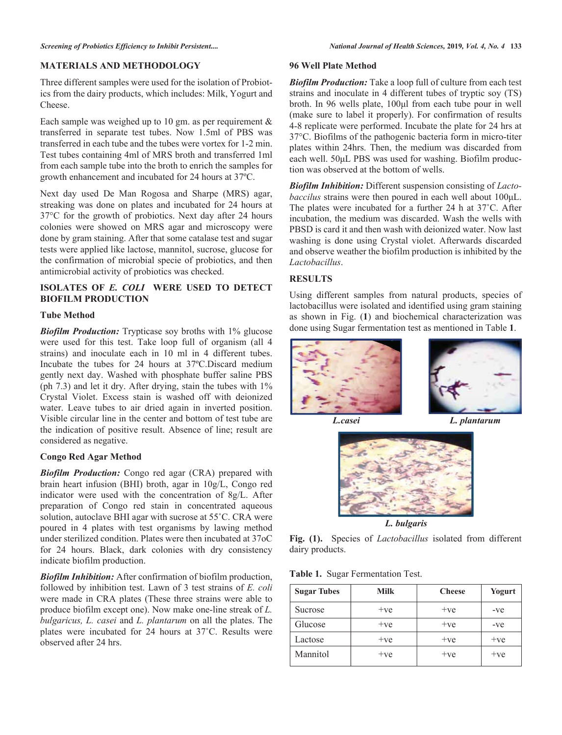## MATERIALS AND METHODOLOGY

Three different samples were used for the isolation of Probiotics from the dairy products, which includes: Milk, Yogurt and Cheese.

Each sample was weighed up to 10 gm. as per requirement & transferred in separate test tubes. Now 1.5ml of PBS was transferred in each tube and the tubes were vortex for 1-2 min. Test tubes containing 4ml of MRS broth and transferred 1ml from each sample tube into the broth to enrich the samples for growth enhancement and incubated for 24 hours at 37ºC.

Next day used De Man Rogosa and Sharpe (MRS) agar, streaking was done on plates and incubated for 24 hours at 37°C for the growth of probiotics. Next day after 24 hours colonies were showed on MRS agar and microscopy were done by gram staining. After that some catalase test and sugar tests were applied like lactose, mannitol, sucrose, glucose for the confirmation of microbial specie of probiotics, and then antimicrobial activity of probiotics was checked.

## ISOLATES OF *E. COLI* WERE USED TO DETECT BIOFILM PRODUCTION

### Tube Method

***Biofilm Production:*** Trypticase soy broths with 1% glucose were used for this test. Take loop full of organism (all 4 strains) and inoculate each in 10 ml in 4 different tubes. Incubate the tubes for 24 hours at 37ºC.Discard medium gently next day. Washed with phosphate buffer saline PBS (ph 7.3) and let it dry. After drying, stain the tubes with 1% Crystal Violet. Excess stain is washed off with deionized water. Leave tubes to air dried again in inverted position. Visible circular line in the center and bottom of test tube are the indication of positive result. Absence of line; result are considered as negative.

### Congo Red Agar Method

***Biofilm Production:*** Congo red agar (CRA) prepared with brain heart infusion (BHI) broth, agar in 10g/L, Congo red indicator were used with the concentration of 8g/L. After preparation of Congo red stain in concentrated aqueous solution, autoclave BHI agar with sucrose at 55˚C. CRA were poured in 4 plates with test organisms by lawing method under sterilized condition. Plates were then incubated at 37oC for 24 hours. Black, dark colonies with dry consistency indicate biofilm production.

***Biofilm Inhibition:*** After confirmation of biofilm production, followed by inhibition test. Lawn of 3 test strains of *E. coli* were made in CRA plates (These three strains were able to produce biofilm except one). Now make one-line streak of *L. bulgaricus, L. casei* and *L. plantarum* on all the plates. The plates were incubated for 24 hours at 37˚C. Results were observed after 24 hrs.

### 96 Well Plate Method

***Biofilm Production:*** Take a loop full of culture from each test strains and inoculate in 4 different tubes of tryptic soy (TS) broth. In 96 wells plate, 100μl from each tube pour in well (make sure to label it properly). For confirmation of results 4-8 replicate were performed. Incubate the plate for 24 hrs at 37°C. Biofilms of the pathogenic bacteria form in micro-titer plates within 24hrs. Then, the medium was discarded from each well. 50μL PBS was used for washing. Biofilm production was observed at the bottom of wells.

***Biofilm Inhibition:*** Different suspension consisting of *Lactobaccilus* strains were then poured in each well about 100μL. The plates were incubated for a further 24 h at 37˚C. After incubation, the medium was discarded. Wash the wells with PBSD is card it and then wash with deionized water. Now last washing is done using Crystal violet. Afterwards discarded and observe weather the biofilm production is inhibited by the *Lactobacillus*.

## RESULTS

Using different samples from natural products, species of lactobacillus were isolated and identified using gram staining as shown in Fig. (**1**) and biochemical characterization was done using Sugar fermentation test as mentioned in Table **1**.

*L.casei*

*L. plantarum*

*L. bulgaris*

**Fig. (1).** Species of *Lactobacillus* isolated from different dairy products.

**Table 1.** Sugar Fermentation Test.

| Sugar Tubes | Milk | Cheese | Yogurt |
|---|---|---|---|
| Sucrose | +ve | +ve | -ve |
| Glucose | +ve | +ve | -ve |
| Lactose | +ve | +ve | +ve |
| Mannitol | +ve | +ve | +ve |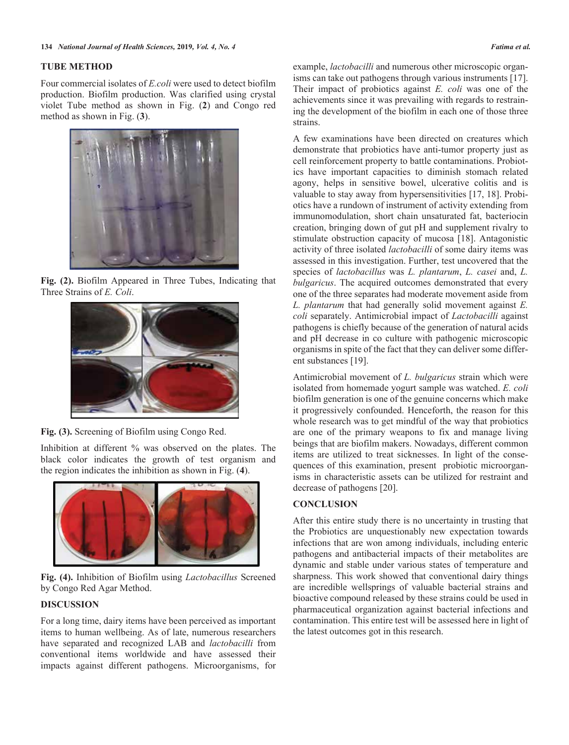## TUBE METHOD

Four commercial isolates of *E.coli* were used to detect biofilm production. Biofilm production. Was clarified using crystal violet Tube method as shown in Fig. (**2**) and Congo red method as shown in Fig. (**3**).

**Fig. (2).** Biofilm Appeared in Three Tubes, Indicating that Three Strains of *E. Coli*.

**Fig. (3).** Screening of Biofilm using Congo Red.

Inhibition at different % was observed on the plates. The black color indicates the growth of test organism and the region indicates the inhibition as shown in Fig. (**4**).

**Fig. (4).** Inhibition of Biofilm using *Lactobacillus* Screened by Congo Red Agar Method.

## DISCUSSION

For a long time, dairy items have been perceived as important items to human wellbeing. As of late, numerous researchers have separated and recognized LAB and *lactobacilli* from conventional items worldwide and have assessed their impacts against different pathogens. Microorganisms, for example, *lactobacilli* and numerous other microscopic organisms can take out pathogens through various instruments [17]. Their impact of probiotics against *E. coli* was one of the achievements since it was prevailing with regards to restraining the development of the biofilm in each one of those three strains.

A few examinations have been directed on creatures which demonstrate that probiotics have anti-tumor property just as cell reinforcement property to battle contaminations. Probiotics have important capacities to diminish stomach related agony, helps in sensitive bowel, ulcerative colitis and is valuable to stay away from hypersensitivities [17, 18]. Probiotics have a rundown of instrument of activity extending from immunomodulation, short chain unsaturated fat, bacteriocin creation, bringing down of gut pH and supplement rivalry to stimulate obstruction capacity of mucosa [18]. Antagonistic activity of three isolated *lactobacilli* of some dairy items was assessed in this investigation. Further, test uncovered that the species of *lactobacillus* was *L. plantarum*, *L. casei* and, *L. bulgaricus*. The acquired outcomes demonstrated that every one of the three separates had moderate movement aside from *L. plantarum* that had generally solid movement against *E. coli* separately. Antimicrobial impact of *Lactobacilli* against pathogens is chiefly because of the generation of natural acids and pH decrease in co culture with pathogenic microscopic organisms in spite of the fact that they can deliver some different substances [19].

Antimicrobial movement of *L. bulgaricus* strain which were isolated from homemade yogurt sample was watched. *E. coli* biofilm generation is one of the genuine concerns which make it progressively confounded. Henceforth, the reason for this whole research was to get mindful of the way that probiotics are one of the primary weapons to fix and manage living beings that are biofilm makers. Nowadays, different common items are utilized to treat sicknesses. In light of the consequences of this examination, present probiotic microorganisms in characteristic assets can be utilized for restraint and decrease of pathogens [20].

## CONCLUSION

After this entire study there is no uncertainty in trusting that the Probiotics are unquestionably new expectation towards infections that are won among individuals, including enteric pathogens and antibacterial impacts of their metabolites are dynamic and stable under various states of temperature and sharpness. This work showed that conventional dairy things are incredible wellsprings of valuable bacterial strains and bioactive compound released by these strains could be used in pharmaceutical organization against bacterial infections and contamination. This entire test will be assessed here in light of the latest outcomes got in this research.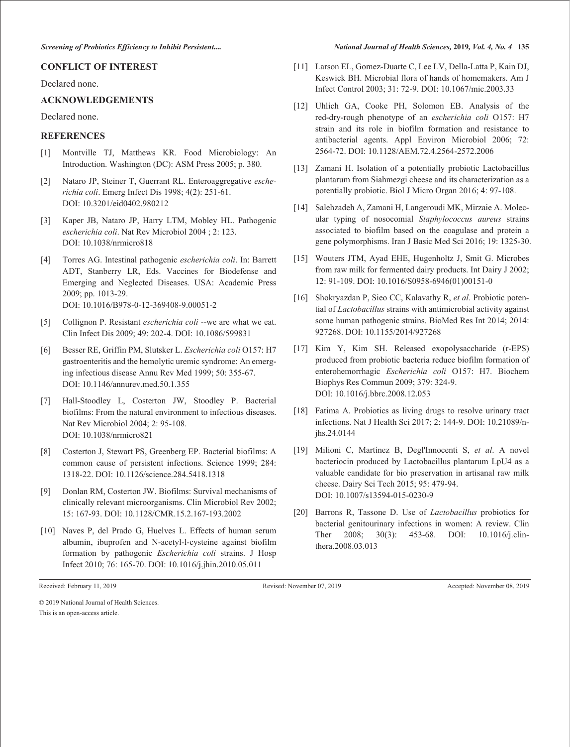## CONFLICT OF INTEREST

Declared none.

## ACKNOWLEDGEMENTS

Declared none.

## REFERENCES

[1] Montville TJ, Matthews KR. Food Microbiology: An Introduction. Washington (DC): ASM Press 2005; p. 380.

[2] Nataro JP, Steiner T, Guerrant RL. Enteroaggregative *escherichia coli*. Emerg Infect Dis 1998; 4(2): 251-61. DOI: 10.3201/eid0402.980212

[3] Kaper JB, Nataro JP, Harry LTM, Mobley HL. Pathogenic *escherichia coli*. Nat Rev Microbiol 2004 ; 2: 123. DOI: 10.1038/nrmicro818

[4] Torres AG. Intestinal pathogenic *escherichia coli*. In: Barrett ADT, Stanberry LR, Eds. Vaccines for Biodefense and Emerging and Neglected Diseases. USA: Academic Press 2009; pp. 1013-29. DOI: 10.1016/B978-0-12-369408-9.00051-2

[5] Collignon P. Resistant *escherichia coli* --we are what we eat. Clin Infect Dis 2009; 49: 202-4. DOI: 10.1086/599831

[6] Besser RE, Griffin PM, Slutsker L. *Escherichia coli* O157: H7 gastroenteritis and the hemolytic uremic syndrome: An emerging infectious disease Annu Rev Med 1999; 50: 355-67. DOI: 10.1146/annurev.med.50.1.355

[7] Hall-Stoodley L, Costerton JW, Stoodley P. Bacterial biofilms: From the natural environment to infectious diseases. Nat Rev Microbiol 2004; 2: 95-108. DOI: 10.1038/nrmicro821

[8] Costerton J, Stewart PS, Greenberg EP. Bacterial biofilms: A common cause of persistent infections. Science 1999; 284: 1318-22. DOI: 10.1126/science.284.5418.1318

[9] Donlan RM, Costerton JW. Biofilms: Survival mechanisms of clinically relevant microorganisms. Clin Microbiol Rev 2002; 15: 167-93. DOI: 10.1128/CMR.15.2.167-193.2002

[10] Naves P, del Prado G, Huelves L. Effects of human serum albumin, ibuprofen and N-acetyl-l-cysteine against biofilm formation by pathogenic *Escherichia coli* strains. J Hosp Infect 2010; 76: 165-70. DOI: 10.1016/j.jhin.2010.05.011

[11] Larson EL, Gomez-Duarte C, Lee LV, Della-Latta P, Kain DJ, Keswick BH. Microbial flora of hands of homemakers. Am J Infect Control 2003; 31: 72-9. DOI: 10.1067/mic.2003.33

[12] Uhlich GA, Cooke PH, Solomon EB. Analysis of the red-dry-rough phenotype of an *escherichia coli* O157: H7 strain and its role in biofilm formation and resistance to antibacterial agents. Appl Environ Microbiol 2006; 72: 2564-72. DOI: 10.1128/AEM.72.4.2564-2572.2006

[13] Zamani H. Isolation of a potentially probiotic Lactobacillus plantarum from Siahmezgi cheese and its characterization as a potentially probiotic. Biol J Micro Organ 2016; 4: 97-108.

[14] Salehzadeh A, Zamani H, Langeroudi MK, Mirzaie A. Molecular typing of nosocomial *Staphylococcus aureus* strains associated to biofilm based on the coagulase and protein a gene polymorphisms. Iran J Basic Med Sci 2016; 19: 1325-30.

[15] Wouters JTM, Ayad EHE, Hugenholtz J, Smit G. Microbes from raw milk for fermented dairy products. Int Dairy J 2002; 12: 91-109. DOI: 10.1016/S0958-6946(01)00151-0

[16] Shokryazdan P, Sieo CC, Kalavathy R, *et al*. Probiotic potential of *Lactobacillus* strains with antimicrobial activity against some human pathogenic strains. BioMed Res Int 2014; 2014: 927268. DOI: 10.1155/2014/927268

[17] Kim Y, Kim SH. Released exopolysaccharide (r-EPS) produced from probiotic bacteria reduce biofilm formation of enterohemorrhagic *Escherichia coli* O157: H7. Biochem Biophys Res Commun 2009; 379: 324-9. DOI: 10.1016/j.bbrc.2008.12.053

[18] Fatima A. Probiotics as living drugs to resolve urinary tract infections. Nat J Health Sci 2017; 2: 144-9. DOI: 10.21089/njhs.24.0144

[19] Milioni C, Martínez B, Degl'Innocenti S, *et al*. A novel bacteriocin produced by Lactobacillus plantarum LpU4 as a valuable candidate for bio preservation in artisanal raw milk cheese. Dairy Sci Tech 2015; 95: 479-94. DOI: 10.1007/s13594-015-0230-9

[20] Barrons R, Tassone D. Use of *Lactobacillus* probiotics for bacterial genitourinary infections in women: A review. Clin Ther 2008; 30(3): 453-68. DOI: 10.1016/j.clinthera.2008.03.013

Received: February 11, 2019 Revised: November 07, 2019 Accepted: November 08, 2019

© 2019 National Journal of Health Sciences.

This is an open-access article.